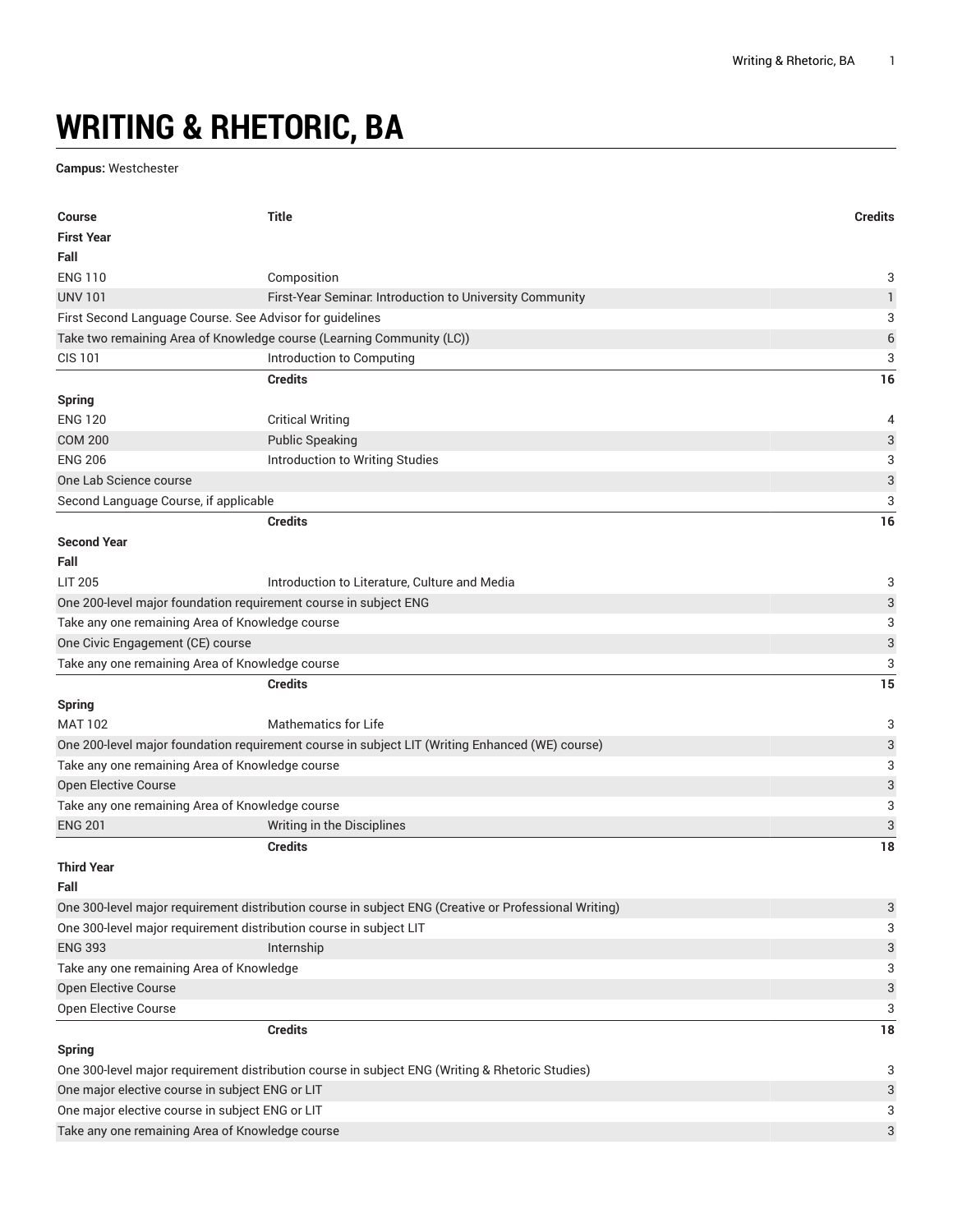# WRITING & RHETORIC, BA

**Campus:** Westchester

| Course | Title | Credits |
| --- | --- | --- |
| **First Year** | | |
| **Fall** | | |
| ENG 110 | Composition | 3 |
| UNV 101 | First-Year Seminar: Introduction to University Community | 1 |
| First Second Language Course. See Advisor for guidelines | | 3 |
| Take two remaining Area of Knowledge course (Learning Community (LC)) | | 6 |
| CIS 101 | Introduction to Computing | 3 |
| | **Credits** | **16** |
| **Spring** | | |
| ENG 120 | Critical Writing | 4 |
| COM 200 | Public Speaking | 3 |
| ENG 206 | Introduction to Writing Studies | 3 |
| One Lab Science course | | 3 |
| Second Language Course, if applicable | | 3 |
| | **Credits** | **16** |
| **Second Year** | | |
| **Fall** | | |
| LIT 205 | Introduction to Literature, Culture and Media | 3 |
| One 200-level major foundation requirement course in subject ENG | | 3 |
| Take any one remaining Area of Knowledge course | | 3 |
| One Civic Engagement (CE) course | | 3 |
| Take any one remaining Area of Knowledge course | | 3 |
| | **Credits** | **15** |
| **Spring** | | |
| MAT 102 | Mathematics for Life | 3 |
| One 200-level major foundation requirement course in subject LIT (Writing Enhanced (WE) course) | | 3 |
| Take any one remaining Area of Knowledge course | | 3 |
| Open Elective Course | | 3 |
| Take any one remaining Area of Knowledge course | | 3 |
| ENG 201 | Writing in the Disciplines | 3 |
| | **Credits** | **18** |
| **Third Year** | | |
| **Fall** | | |
| One 300-level major requirement distribution course in subject ENG (Creative or Professional Writing) | | 3 |
| One 300-level major requirement distribution course in subject LIT | | 3 |
| ENG 393 | Internship | 3 |
| Take any one remaining Area of Knowledge | | 3 |
| Open Elective Course | | 3 |
| Open Elective Course | | 3 |
| | **Credits** | **18** |
| **Spring** | | |
| One 300-level major requirement distribution course in subject ENG (Writing & Rhetoric Studies) | | 3 |
| One major elective course in subject ENG or LIT | | 3 |
| One major elective course in subject ENG or LIT | | 3 |
| Take any one remaining Area of Knowledge course | | 3 |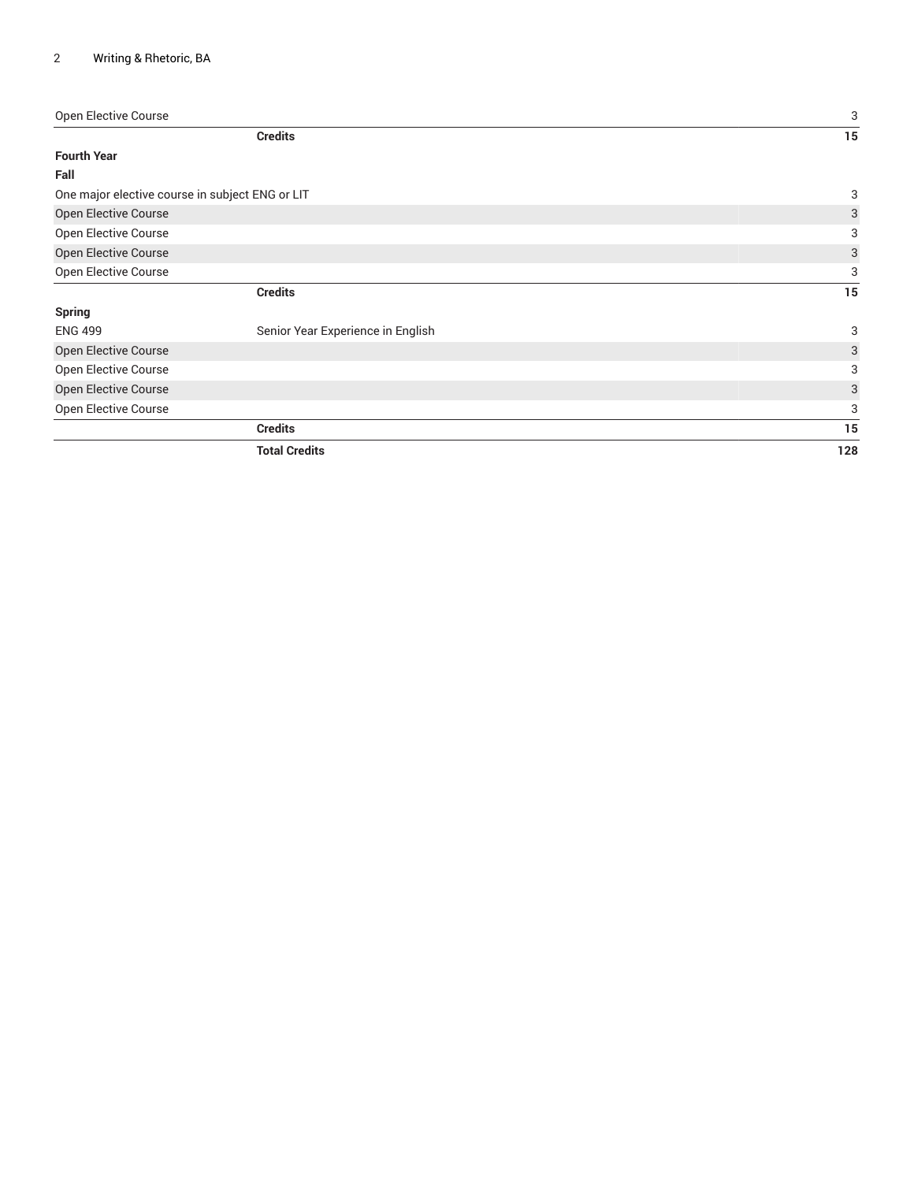| | | |
|---|---|---|
| Open Elective Course | | 3 |
| | **Credits** | **15** |
| **Fourth Year** | | |
| **Fall** | | |
| One major elective course in subject ENG or LIT | | 3 |
| Open Elective Course | | 3 |
| Open Elective Course | | 3 |
| Open Elective Course | | 3 |
| Open Elective Course | | 3 |
| | **Credits** | **15** |
| **Spring** | | |
| ENG 499 | Senior Year Experience in English | 3 |
| Open Elective Course | | 3 |
| Open Elective Course | | 3 |
| Open Elective Course | | 3 |
| Open Elective Course | | 3 |
| | **Credits** | **15** |
| | **Total Credits** | **128** |